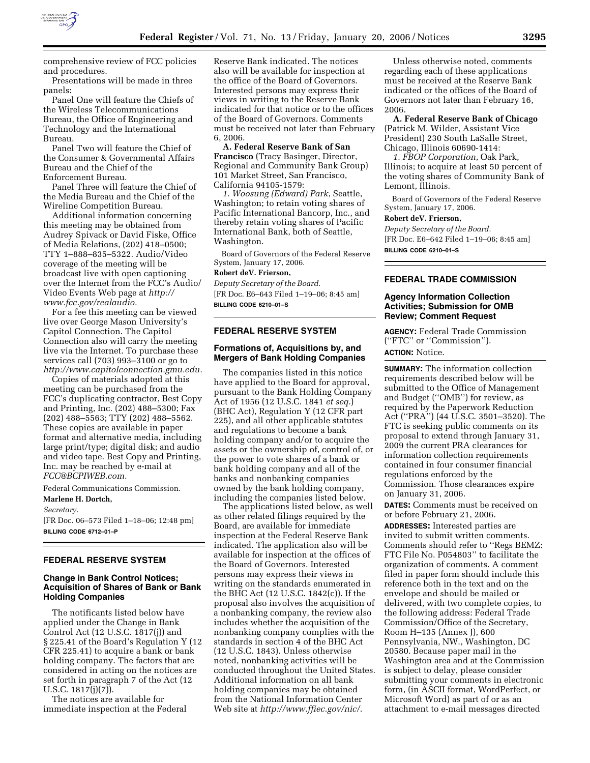comprehensive review of FCC policies and procedures.

Presentations will be made in three panels:

Panel One will feature the Chiefs of the Wireless Telecommunications Bureau, the Office of Engineering and Technology and the International Bureau.

Panel Two will feature the Chief of the Consumer & Governmental Affairs Bureau and the Chief of the Enforcement Bureau.

Panel Three will feature the Chief of the Media Bureau and the Chief of the Wireline Competition Bureau.

Additional information concerning this meeting may be obtained from Audrey Spivack or David Fiske, Office of Media Relations, (202) 418–0500; TTY 1–888–835–5322. Audio/Video coverage of the meeting will be broadcast live with open captioning over the Internet from the FCC's Audio/Video Events Web page at *http://www.fcc.gov/realaudio.*

For a fee this meeting can be viewed live over George Mason University's Capitol Connection. The Capitol Connection also will carry the meeting live via the Internet. To purchase these services call (703) 993–3100 or go to *http://www.capitolconnection.gmu.edu.*

Copies of materials adopted at this meeting can be purchased from the FCC's duplicating contractor, Best Copy and Printing, Inc. (202) 488–5300; Fax (202) 488–5563; TTY (202) 488–5562. These copies are available in paper format and alternative media, including large print/type; digital disk; and audio and video tape. Best Copy and Printing, Inc. may be reached by e-mail at *FCC@BCPIWEB.com.*

Federal Communications Commission.

**Marlene H. Dortch,**

*Secretary.*

[FR Doc. 06–573 Filed 1–18–06; 12:48 pm]

**BILLING CODE 6712–01–P**

## FEDERAL RESERVE SYSTEM

### Change in Bank Control Notices; Acquisition of Shares of Bank or Bank Holding Companies

The notificants listed below have applied under the Change in Bank Control Act (12 U.S.C. 1817(j)) and § 225.41 of the Board's Regulation Y (12 CFR 225.41) to acquire a bank or bank holding company. The factors that are considered in acting on the notices are set forth in paragraph 7 of the Act (12 U.S.C. 1817(j)(7)).

The notices are available for immediate inspection at the Federal Reserve Bank indicated. The notices also will be available for inspection at the office of the Board of Governors. Interested persons may express their views in writing to the Reserve Bank indicated for that notice or to the offices of the Board of Governors. Comments must be received not later than February 6, 2006.

**A. Federal Reserve Bank of San Francisco** (Tracy Basinger, Director, Regional and Community Bank Group) 101 Market Street, San Francisco, California 94105-1579:

*1. Woosung (Edward) Park*, Seattle, Washington; to retain voting shares of Pacific International Bancorp, Inc., and thereby retain voting shares of Pacific International Bank, both of Seattle, Washington.

Board of Governors of the Federal Reserve System, January 17, 2006.

**Robert deV. Frierson,**

*Deputy Secretary of the Board.*

[FR Doc. E6–643 Filed 1–19–06; 8:45 am]

**BILLING CODE 6210–01–S**

## FEDERAL RESERVE SYSTEM

### Formations of, Acquisitions by, and Mergers of Bank Holding Companies

The companies listed in this notice have applied to the Board for approval, pursuant to the Bank Holding Company Act of 1956 (12 U.S.C. 1841 *et seq.*) (BHC Act), Regulation Y (12 CFR part 225), and all other applicable statutes and regulations to become a bank holding company and/or to acquire the assets or the ownership of, control of, or the power to vote shares of a bank or bank holding company and all of the banks and nonbanking companies owned by the bank holding company, including the companies listed below.

The applications listed below, as well as other related filings required by the Board, are available for immediate inspection at the Federal Reserve Bank indicated. The application also will be available for inspection at the offices of the Board of Governors. Interested persons may express their views in writing on the standards enumerated in the BHC Act (12 U.S.C. 1842(c)). If the proposal also involves the acquisition of a nonbanking company, the review also includes whether the acquisition of the nonbanking company complies with the standards in section 4 of the BHC Act (12 U.S.C. 1843). Unless otherwise noted, nonbanking activities will be conducted throughout the United States. Additional information on all bank holding companies may be obtained from the National Information Center Web site at *http://www.ffiec.gov/nic/*.

Unless otherwise noted, comments regarding each of these applications must be received at the Reserve Bank indicated or the offices of the Board of Governors not later than February 16, 2006.

**A. Federal Reserve Bank of Chicago** (Patrick M. Wilder, Assistant Vice President) 230 South LaSalle Street, Chicago, Illinois 60690-1414:

*1. FBOP Corporation*, Oak Park, Illinois; to acquire at least 50 percent of the voting shares of Community Bank of Lemont, Illinois.

Board of Governors of the Federal Reserve System, January 17, 2006.

**Robert deV. Frierson,**

*Deputy Secretary of the Board.*

[FR Doc. E6–642 Filed 1–19–06; 8:45 am]

**BILLING CODE 6210–01–S**

## FEDERAL TRADE COMMISSION

### Agency Information Collection Activities; Submission for OMB Review; Comment Request

**AGENCY:** Federal Trade Commission (''FTC'' or ''Commission'').

**ACTION:** Notice.

**SUMMARY:** The information collection requirements described below will be submitted to the Office of Management and Budget (''OMB'') for review, as required by the Paperwork Reduction Act (''PRA'') (44 U.S.C. 3501–3520). The FTC is seeking public comments on its proposal to extend through January 31, 2009 the current PRA clearances for information collection requirements contained in four consumer financial regulations enforced by the Commission. Those clearances expire on January 31, 2006.

**DATES:** Comments must be received on or before February 21, 2006.

**ADDRESSES:** Interested parties are invited to submit written comments. Comments should refer to ''Regs BEMZ: FTC File No. P054803'' to facilitate the organization of comments. A comment filed in paper form should include this reference both in the text and on the envelope and should be mailed or delivered, with two complete copies, to the following address: Federal Trade Commission/Office of the Secretary, Room H–135 (Annex J), 600 Pennsylvania, NW., Washington, DC 20580. Because paper mail in the Washington area and at the Commission is subject to delay, please consider submitting your comments in electronic form, (in ASCII format, WordPerfect, or Microsoft Word) as part of or as an attachment to e-mail messages directed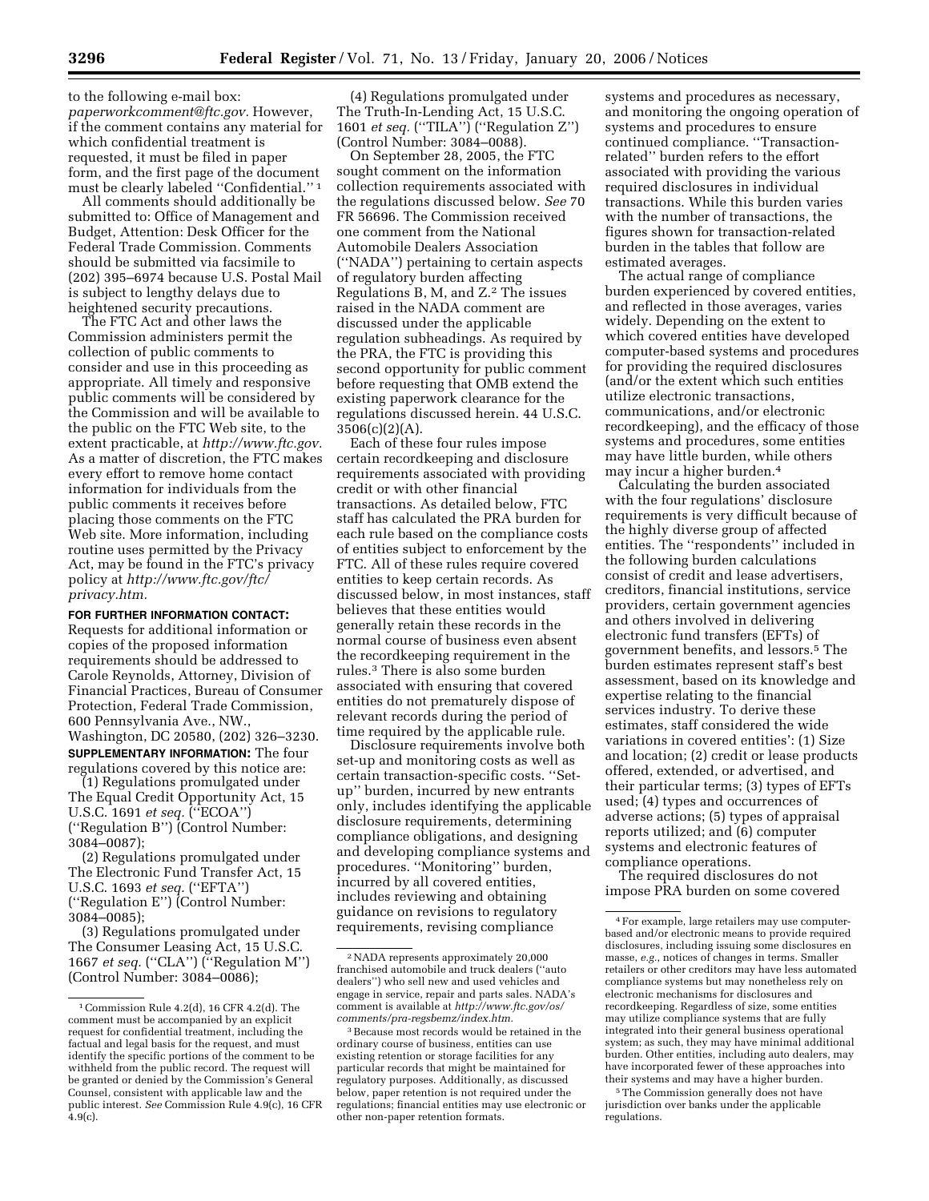to the following e-mail box: *paperworkcomment@ftc.gov*. However, if the comment contains any material for which confidential treatment is requested, it must be filed in paper form, and the first page of the document must be clearly labeled ''Confidential.''[1]

All comments should additionally be submitted to: Office of Management and Budget, Attention: Desk Officer for the Federal Trade Commission. Comments should be submitted via facsimile to (202) 395–6974 because U.S. Postal Mail is subject to lengthy delays due to heightened security precautions.

The FTC Act and other laws the Commission administers permit the collection of public comments to consider and use in this proceeding as appropriate. All timely and responsive public comments will be considered by the Commission and will be available to the public on the FTC Web site, to the extent practicable, at *http://www.ftc.gov*. As a matter of discretion, the FTC makes every effort to remove home contact information for individuals from the public comments it receives before placing those comments on the FTC Web site. More information, including routine uses permitted by the Privacy Act, may be found in the FTC's privacy policy at *http://www.ftc.gov/ftc/privacy.htm*.

**FOR FURTHER INFORMATION CONTACT:** Requests for additional information or copies of the proposed information requirements should be addressed to Carole Reynolds, Attorney, Division of Financial Practices, Bureau of Consumer Protection, Federal Trade Commission, 600 Pennsylvania Ave., NW., Washington, DC 20580, (202) 326–3230.

**SUPPLEMENTARY INFORMATION:** The four regulations covered by this notice are:

(1) Regulations promulgated under The Equal Credit Opportunity Act, 15 U.S.C. 1691 *et seq.* (''ECOA'') (''Regulation B'') (Control Number: 3084–0087);

(2) Regulations promulgated under The Electronic Fund Transfer Act, 15 U.S.C. 1693 *et seq.* (''EFTA'') (''Regulation E'') (Control Number: 3084–0085);

(3) Regulations promulgated under The Consumer Leasing Act, 15 U.S.C. 1667 *et seq.* (''CLA'') (''Regulation M'') (Control Number: 3084–0086);

(4) Regulations promulgated under The Truth-In-Lending Act, 15 U.S.C. 1601 *et seq.* (''TILA'') (''Regulation Z'') (Control Number: 3084–0088).

On September 28, 2005, the FTC sought comment on the information collection requirements associated with the regulations discussed below. *See* 70 FR 56696. The Commission received one comment from the National Automobile Dealers Association (''NADA'') pertaining to certain aspects of regulatory burden affecting Regulations B, M, and Z.[2] The issues raised in the NADA comment are discussed under the applicable regulation subheadings. As required by the PRA, the FTC is providing this second opportunity for public comment before requesting that OMB extend the existing paperwork clearance for the regulations discussed herein. 44 U.S.C. 3506(c)(2)(A).

Each of these four rules impose certain recordkeeping and disclosure requirements associated with providing credit or with other financial transactions. As detailed below, FTC staff has calculated the PRA burden for each rule based on the compliance costs of entities subject to enforcement by the FTC. All of these rules require covered entities to keep certain records. As discussed below, in most instances, staff believes that these entities would generally retain these records in the normal course of business even absent the recordkeeping requirement in the rules.[3] There is also some burden associated with ensuring that covered entities do not prematurely dispose of relevant records during the period of time required by the applicable rule.

Disclosure requirements involve both set-up and monitoring costs as well as certain transaction-specific costs. ''Set-up'' burden, incurred by new entrants only, includes identifying the applicable disclosure requirements, determining compliance obligations, and designing and developing compliance systems and procedures. ''Monitoring'' burden, incurred by all covered entities, includes reviewing and obtaining guidance on revisions to regulatory requirements, revising compliance systems and procedures as necessary, and monitoring the ongoing operation of systems and procedures to ensure continued compliance. ''Transaction-related'' burden refers to the effort associated with providing the various required disclosures in individual transactions. While this burden varies with the number of transactions, the figures shown for transaction-related burden in the tables that follow are estimated averages.

The actual range of compliance burden experienced by covered entities, and reflected in those averages, varies widely. Depending on the extent to which covered entities have developed computer-based systems and procedures for providing the required disclosures (and/or the extent which such entities utilize electronic transactions, communications, and/or electronic recordkeeping), and the efficacy of those systems and procedures, some entities may have little burden, while others may incur a higher burden.[4]

Calculating the burden associated with the four regulations' disclosure requirements is very difficult because of the highly diverse group of affected entities. The ''respondents'' included in the following burden calculations consist of credit and lease advertisers, creditors, financial institutions, service providers, certain government agencies and others involved in delivering electronic fund transfers (EFTs) of government benefits, and lessors.[5] The burden estimates represent staff's best assessment, based on its knowledge and expertise relating to the financial services industry. To derive these estimates, staff considered the wide variations in covered entities': (1) Size and location; (2) credit or lease products offered, extended, or advertised, and their particular terms; (3) types of EFTs used; (4) types and occurrences of adverse actions; (5) types of appraisal reports utilized; and (6) computer systems and electronic features of compliance operations.

The required disclosures do not impose PRA burden on some covered

---

[1] Commission Rule 4.2(d), 16 CFR 4.2(d). The comment must be accompanied by an explicit request for confidential treatment, including the factual and legal basis for the request, and must identify the specific portions of the comment to be withheld from the public record. The request will be granted or denied by the Commission's General Counsel, consistent with applicable law and the public interest. *See* Commission Rule 4.9(c), 16 CFR 4.9(c).

[2] NADA represents approximately 20,000 franchised automobile and truck dealers (''auto dealers'') who sell new and used vehicles and engage in service, repair and parts sales. NADA's comment is available at *http://www.ftc.gov/os/comments/pra-regsbemz/index.htm*.

[3] Because most records would be retained in the ordinary course of business, entities can use existing retention or storage facilities for any particular records that might be maintained for regulatory purposes. Additionally, as discussed below, paper retention is not required under the regulations; financial entities may use electronic or other non-paper retention formats.

[4] For example, large retailers may use computer-based and/or electronic means to provide required disclosures, including issuing some disclosures en masse, *e.g.*, notices of changes in terms. Smaller retailers or other creditors may have less automated compliance systems but may nonetheless rely on electronic mechanisms for disclosures and recordkeeping. Regardless of size, some entities may utilize compliance systems that are fully integrated into their general business operational system; as such, they may have minimal additional burden. Other entities, including auto dealers, may have incorporated fewer of these approaches into their systems and may have a higher burden.

[5] The Commission generally does not have jurisdiction over banks under the applicable regulations.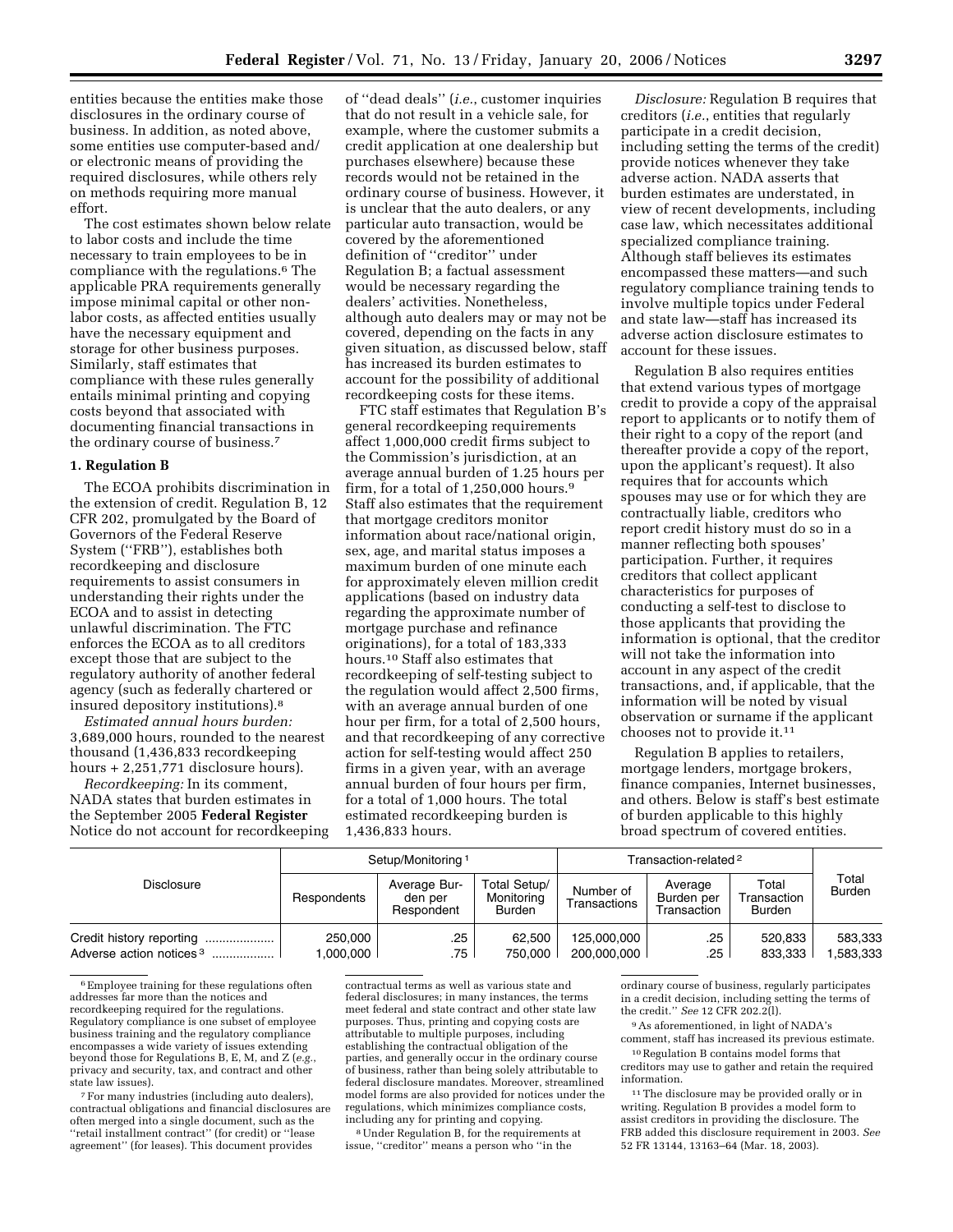entities because the entities make those disclosures in the ordinary course of business. In addition, as noted above, some entities use computer-based and/or electronic means of providing the required disclosures, while others rely on methods requiring more manual effort.

The cost estimates shown below relate to labor costs and include the time necessary to train employees to be in compliance with the regulations.[6] The applicable PRA requirements generally impose minimal capital or other non-labor costs, as affected entities usually have the necessary equipment and storage for other business purposes. Similarly, staff estimates that compliance with these rules generally entails minimal printing and copying costs beyond that associated with documenting financial transactions in the ordinary course of business.[7]

**1. Regulation B**

The ECOA prohibits discrimination in the extension of credit. Regulation B, 12 CFR 202, promulgated by the Board of Governors of the Federal Reserve System (''FRB''), establishes both recordkeeping and disclosure requirements to assist consumers in understanding their rights under the ECOA and to assist in detecting unlawful discrimination. The FTC enforces the ECOA as to all creditors except those that are subject to the regulatory authority of another federal agency (such as federally chartered or insured depository institutions).[8]

*Estimated annual hours burden:* 3,689,000 hours, rounded to the nearest thousand (1,436,833 recordkeeping hours + 2,251,771 disclosure hours).

*Recordkeeping:* In its comment, NADA states that burden estimates in the September 2005 **Federal Register** Notice do not account for recordkeeping of ''dead deals'' (*i.e.*, customer inquiries that do not result in a vehicle sale, for example, where the customer submits a credit application at one dealership but purchases elsewhere) because these records would not be retained in the ordinary course of business. However, it is unclear that the auto dealers, or any particular auto transaction, would be covered by the aforementioned definition of ''creditor'' under Regulation B; a factual assessment would be necessary regarding the dealers' activities. Nonetheless, although auto dealers may or may not be covered, depending on the facts in any given situation, as discussed below, staff has increased its burden estimates to account for the possibility of additional recordkeeping costs for these items.

FTC staff estimates that Regulation B's general recordkeeping requirements affect 1,000,000 credit firms subject to the Commission's jurisdiction, at an average annual burden of 1.25 hours per firm, for a total of 1,250,000 hours.[9] Staff also estimates that the requirement that mortgage creditors monitor information about race/national origin, sex, age, and marital status imposes a maximum burden of one minute each for approximately eleven million credit applications (based on industry data regarding the approximate number of mortgage purchase and refinance originations), for a total of 183,333 hours.[10] Staff also estimates that recordkeeping of self-testing subject to the regulation would affect 2,500 firms, with an average annual burden of one hour per firm, for a total of 2,500 hours, and that recordkeeping of any corrective action for self-testing would affect 250 firms in a given year, with an average annual burden of four hours per firm, for a total of 1,000 hours. The total estimated recordkeeping burden is 1,436,833 hours.

*Disclosure:* Regulation B requires that creditors (*i.e.*, entities that regularly participate in a credit decision, including setting the terms of the credit) provide notices whenever they take adverse action. NADA asserts that burden estimates are understated, in view of recent developments, including case law, which necessitates additional specialized compliance training. Although staff believes its estimates encompassed these matters—and such regulatory compliance training tends to involve multiple topics under Federal and state law—staff has increased its adverse action disclosure estimates to account for these issues.

Regulation B also requires entities that extend various types of mortgage credit to provide a copy of the appraisal report to applicants or to notify them of their right to a copy of the report (and thereafter provide a copy of the report, upon the applicant's request). It also requires that for accounts which spouses may use or for which they are contractually liable, creditors who report credit history must do so in a manner reflecting both spouses' participation. Further, it requires creditors that collect applicant characteristics for purposes of conducting a self-test to disclose to those applicants that providing the information is optional, that the creditor will not take the information into account in any aspect of the credit transactions, and, if applicable, that the information will be noted by visual observation or surname if the applicant chooses not to provide it.[11]

Regulation B applies to retailers, mortgage lenders, mortgage brokers, finance companies, Internet businesses, and others. Below is staff's best estimate of burden applicable to this highly broad spectrum of covered entities.

| Disclosure | Setup/Monitoring [1] | | | Transaction-related [2] | | | Total Burden |
|---|---|---|---|---|---|---|---|
| | Respondents | Average Burden per Respondent | Total Setup/Monitoring Burden | Number of Transactions | Average Burden per Transaction | Total Transaction Burden | |
| Credit history reporting | 250,000 | .25 | 62,500 | 125,000,000 | .25 | 520,833 | 583,333 |
| Adverse action notices [3] | 1,000,000 | .75 | 750,000 | 200,000,000 | .25 | 833,333 | 1,583,333 |

[6] Employee training for these regulations often addresses far more than the notices and recordkeeping required for the regulations. Regulatory compliance is one subset of employee business training and the regulatory compliance encompasses a wide variety of issues extending beyond those for Regulations B, E, M, and Z (*e.g.*, privacy and security, tax, and contract and other state law issues).

[7] For many industries (including auto dealers), contractual obligations and financial disclosures are often merged into a single document, such as the ''retail installment contract'' (for credit) or ''lease agreement'' (for leases). This document provides contractual terms as well as various state and federal disclosures; in many instances, the terms meet federal and state contract and other state law purposes. Thus, printing and copying costs are attributable to multiple purposes, including establishing the contractual obligation of the parties, and generally occur in the ordinary course of business, rather than being solely attributable to federal disclosure mandates. Moreover, streamlined model forms are also provided for notices under the regulations, which minimizes compliance costs, including any for printing and copying.

[8] Under Regulation B, for the requirements at issue, ''creditor'' means a person who ''in the ordinary course of business, regularly participates in a credit decision, including setting the terms of the credit.'' *See* 12 CFR 202.2(l).

[9] As aforementioned, in light of NADA's comment, staff has increased its previous estimate.

[10] Regulation B contains model forms that creditors may use to gather and retain the required information.

[11] The disclosure may be provided orally or in writing. Regulation B provides a model form to assist creditors in providing the disclosure. The FRB added this disclosure requirement in 2003. *See* 52 FR 13144, 13163–64 (Mar. 18, 2003).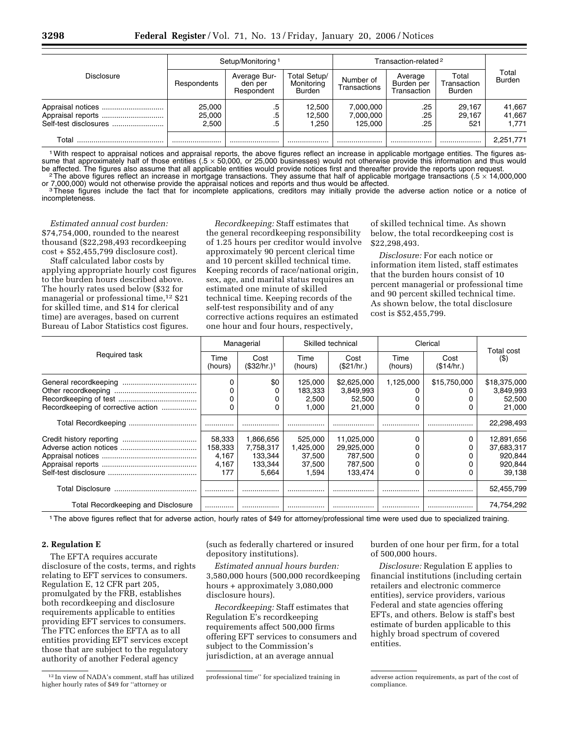| Disclosure | Setup/Monitoring [1] | | | Transaction-related [2] | | | Total Burden |
|---|---|---|---|---|---|---|---|
| | Respondents | Average Burden per Respondent | Total Setup/ Monitoring Burden | Number of Transactions | Average Burden per Transaction | Total Transaction Burden | |
| Appraisal notices | 25,000 | .5 | 12,500 | 7,000,000 | .25 | 29,167 | 41,667 |
| Appraisal reports | 25,000 | .5 | 12,500 | 7,000,000 | .25 | 29,167 | 41,667 |
| Self-test disclosures | 2,500 | .5 | 1,250 | 125,000 | .25 | 521 | 1,771 |
| Total | | | | | | | 2,251,771 |

[1] With respect to appraisal notices and appraisal reports, the above figures reflect an increase in applicable mortgage entities. The figures assume that approximately half of those entities (.5 × 50,000, or 25,000 businesses) would not otherwise provide this information and thus would be affected. The figures also assume that all applicable entities would provide notices first and thereafter provide the reports upon request.

[2] The above figures reflect an increase in mortgage transactions. They assume that half of applicable mortgage transactions (.5 × 14,000,000 or 7,000,000) would not otherwise provide the appraisal notices and reports and thus would be affected.

[3] These figures include the fact that for incomplete applications, creditors may initially provide the adverse action notice or a notice of incompleteness.

*Estimated annual cost burden:* $74,754,000, rounded to the nearest thousand ($22,298,493 recordkeeping cost + $52,455,799 disclosure cost).

Staff calculated labor costs by applying appropriate hourly cost figures to the burden hours described above. The hourly rates used below ($32 for managerial or professional time,[12] $21 for skilled time, and $14 for clerical time) are averages, based on current Bureau of Labor Statistics cost figures.

*Recordkeeping:* Staff estimates that the general recordkeeping responsibility of 1.25 hours per creditor would involve approximately 90 percent clerical time and 10 percent skilled technical time. Keeping records of race/national origin, sex, age, and marital status requires an estimated one minute of skilled technical time. Keeping records of the self-test responsibility and of any corrective actions requires an estimated one hour and four hours, respectively, of skilled technical time. As shown below, the total recordkeeping cost is $22,298,493.

*Disclosure:* For each notice or information item listed, staff estimates that the burden hours consist of 10 percent managerial or professional time and 90 percent skilled technical time. As shown below, the total disclosure cost is $52,455,799.

| Required task | Managerial | | Skilled technical | | Clerical | | Total cost ($) |
|---|---|---|---|---|---|---|---|
| | Time (hours) | Cost ($32/hr.)[1] | Time (hours) | Cost ($21/hr.) | Time (hours) | Cost ($14/hr.) | |
| General recordkeeping | 0 | $0 | 125,000 | $2,625,000 | 1,125,000 | $15,750,000 | $18,375,000 |
| Other recordkeeping | 0 | 0 | 183,333 | 3,849,993 | 0 | 0 | 3,849,993 |
| Recordkeeping of test | 0 | 0 | 2,500 | 52,500 | 0 | 0 | 52,500 |
| Recordkeeping of corrective action | 0 | 0 | 1,000 | 21,000 | 0 | 0 | 21,000 |
| Total Recordkeeping | | | | | | | 22,298,493 |
| Credit history reporting | 58,333 | 1,866,656 | 525,000 | 11,025,000 | 0 | 0 | 12,891,656 |
| Adverse action notices | 158,333 | 7,758,317 | 1,425,000 | 29,925,000 | 0 | 0 | 37,683,317 |
| Appraisal notices | 4,167 | 133,344 | 37,500 | 787,500 | 0 | 0 | 920,844 |
| Appraisal reports | 4,167 | 133,344 | 37,500 | 787,500 | 0 | 0 | 920,844 |
| Self-test disclosure | 177 | 5,664 | 1,594 | 133,474 | 0 | 0 | 39,138 |
| Total Disclosure | | | | | | | 52,455,799 |
| Total Recordkeeping and Disclosure | | | | | | | 74,754,292 |

[1] The above figures reflect that for adverse action, hourly rates of $49 for attorney/professional time were used due to specialized training.

**2. Regulation E**

The EFTA requires accurate disclosure of the costs, terms, and rights relating to EFT services to consumers. Regulation E, 12 CFR part 205, promulgated by the FRB, establishes both recordkeeping and disclosure requirements applicable to entities providing EFT services to consumers. The FTC enforces the EFTA as to all entities providing EFT services except those that are subject to the regulatory authority of another Federal agency (such as federally chartered or insured depository institutions).

*Estimated annual hours burden:* 3,580,000 hours (500,000 recordkeeping hours + approximately 3,080,000 disclosure hours).

*Recordkeeping:* Staff estimates that Regulation E's recordkeeping requirements affect 500,000 firms offering EFT services to consumers and subject to the Commission's jurisdiction, at an average annual burden of one hour per firm, for a total of 500,000 hours.

*Disclosure:* Regulation E applies to financial institutions (including certain retailers and electronic commerce entities), service providers, various Federal and state agencies offering EFTs, and others. Below is staff's best estimate of burden applicable to this highly broad spectrum of covered entities.

[12] In view of NADA's comment, staff has utilized higher hourly rates of $49 for "attorney or professional time" for specialized training in adverse action requirements, as part of the cost of compliance.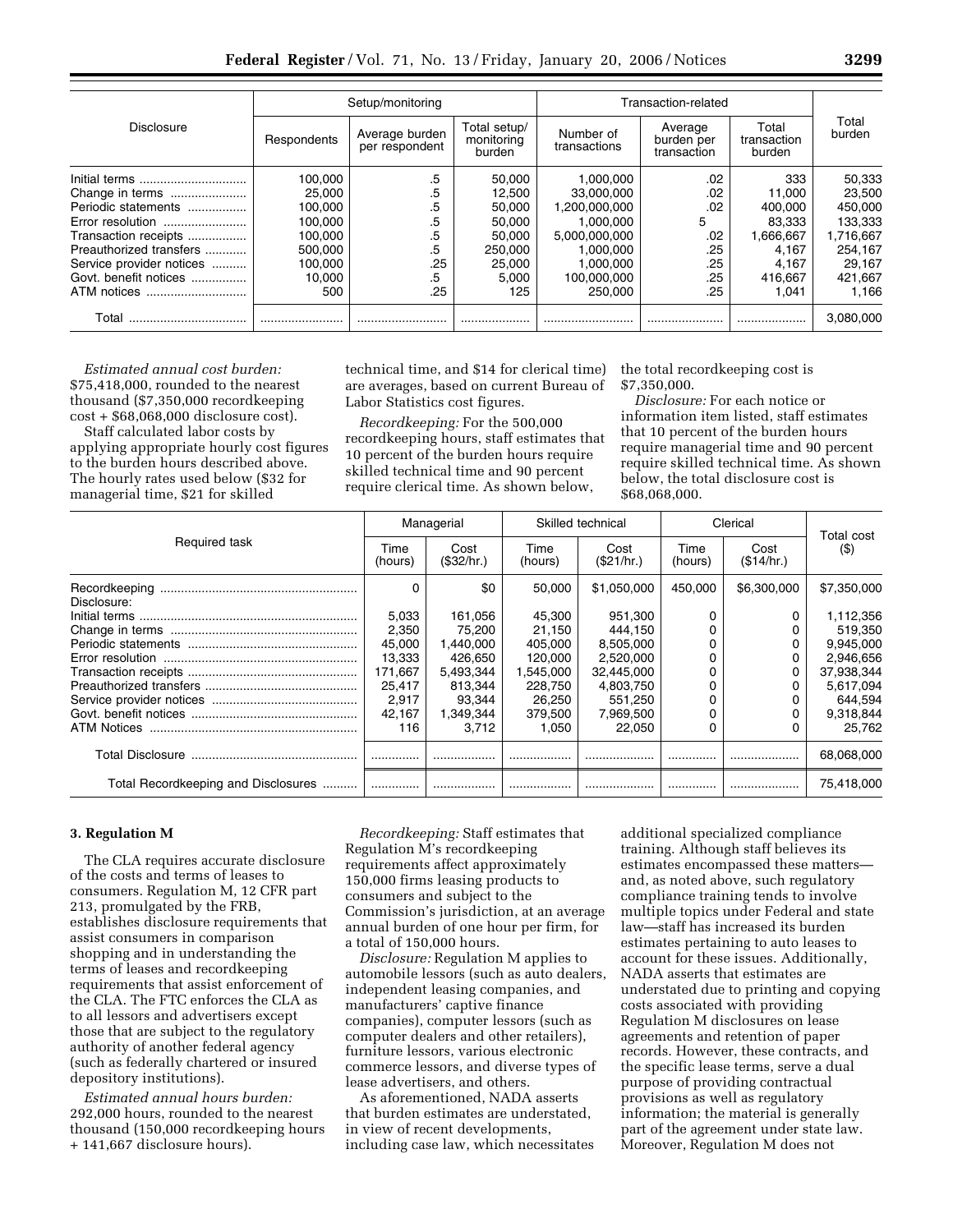| Disclosure | Setup/monitoring | | | Transaction-related | | | Total burden |
|---|---|---|---|---|---|---|---|
| | Respondents | Average burden per respondent | Total setup/ monitoring burden | Number of transactions | Average burden per transaction | Total transaction burden | |
| Initial terms | 100,000 | .5 | 50,000 | 1,000,000 | .02 | 333 | 50,333 |
| Change in terms | 25,000 | .5 | 12,500 | 33,000,000 | .02 | 11,000 | 23,500 |
| Periodic statements | 100,000 | .5 | 50,000 | 1,200,000,000 | .02 | 400,000 | 450,000 |
| Error resolution | 100,000 | .5 | 50,000 | 1,000,000 | 5 | 83,333 | 133,333 |
| Transaction receipts | 100,000 | .5 | 50,000 | 5,000,000,000 | .02 | 1,666,667 | 1,716,667 |
| Preauthorized transfers | 500,000 | .5 | 250,000 | 1,000,000 | .25 | 4,167 | 254,167 |
| Service provider notices | 100,000 | .25 | 25,000 | 1,000,000 | .25 | 4,167 | 29,167 |
| Govt. benefit notices | 10,000 | .5 | 5,000 | 100,000,000 | .25 | 416,667 | 421,667 |
| ATM notices | 500 | .25 | 125 | 250,000 | .25 | 1,041 | 1,166 |
| Total | | | | | | | 3,080,000 |

*Estimated annual cost burden:* $75,418,000, rounded to the nearest thousand ($7,350,000 recordkeeping cost + $68,068,000 disclosure cost).

Staff calculated labor costs by applying appropriate hourly cost figures to the burden hours described above. The hourly rates used below ($32 for managerial time, $21 for skilled technical time, and $14 for clerical time) are averages, based on current Bureau of Labor Statistics cost figures.

*Recordkeeping:* For the 500,000 recordkeeping hours, staff estimates that 10 percent of the burden hours require skilled technical time and 90 percent require clerical time. As shown below, the total recordkeeping cost is $7,350,000.

*Disclosure:* For each notice or information item listed, staff estimates that 10 percent of the burden hours require managerial time and 90 percent require skilled technical time. As shown below, the total disclosure cost is $68,068,000.

| Required task | Managerial | | Skilled technical | | Clerical | | Total cost ($) |
|---|---|---|---|---|---|---|---|
| | Time (hours) | Cost ($32/hr.) | Time (hours) | Cost ($21/hr.) | Time (hours) | Cost ($14/hr.) | |
| Recordkeeping | 0 | $0 | 50,000 | $1,050,000 | 450,000 | $6,300,000 | $7,350,000 |
| Disclosure: | | | | | | | |
| Initial terms | 5,033 | 161,056 | 45,300 | 951,300 | 0 | 0 | 1,112,356 |
| Change in terms | 2,350 | 75,200 | 21,150 | 444,150 | 0 | 0 | 519,350 |
| Periodic statements | 45,000 | 1,440,000 | 405,000 | 8,505,000 | 0 | 0 | 9,945,000 |
| Error resolution | 13,333 | 426,650 | 120,000 | 2,520,000 | 0 | 0 | 2,946,656 |
| Transaction receipts | 171,667 | 5,493,344 | 1,545,000 | 32,445,000 | 0 | 0 | 37,938,344 |
| Preauthorized transfers | 25,417 | 813,344 | 228,750 | 4,803,750 | 0 | 0 | 5,617,094 |
| Service provider notices | 2,917 | 93,344 | 26,250 | 551,250 | 0 | 0 | 644,594 |
| Govt. benefit notices | 42,167 | 1,349,344 | 379,500 | 7,969,500 | 0 | 0 | 9,318,844 |
| ATM Notices | 116 | 3,712 | 1,050 | 22,050 | 0 | 0 | 25,762 |
| Total Disclosure | | | | | | | 68,068,000 |
| Total Recordkeeping and Disclosures | | | | | | | 75,418,000 |

**3. Regulation M**

The CLA requires accurate disclosure of the costs and terms of leases to consumers. Regulation M, 12 CFR part 213, promulgated by the FRB, establishes disclosure requirements that assist consumers in comparison shopping and in understanding the terms of leases and recordkeeping requirements that assist enforcement of the CLA. The FTC enforces the CLA as to all lessors and advertisers except those that are subject to the regulatory authority of another federal agency (such as federally chartered or insured depository institutions).

*Estimated annual hours burden:* 292,000 hours, rounded to the nearest thousand (150,000 recordkeeping hours + 141,667 disclosure hours).

*Recordkeeping:* Staff estimates that Regulation M's recordkeeping requirements affect approximately 150,000 firms leasing products to consumers and subject to the Commission's jurisdiction, at an average annual burden of one hour per firm, for a total of 150,000 hours.

*Disclosure:* Regulation M applies to automobile lessors (such as auto dealers, independent leasing companies, and manufacturers' captive finance companies), computer lessors (such as computer dealers and other retailers), furniture lessors, various electronic commerce lessors, and diverse types of lease advertisers, and others.

As aforementioned, NADA asserts that burden estimates are understated, in view of recent developments, including case law, which necessitates additional specialized compliance training. Although staff believes its estimates encompassed these matters—and, as noted above, such regulatory compliance training tends to involve multiple topics under Federal and state law—staff has increased its burden estimates pertaining to auto leases to account for these issues. Additionally, NADA asserts that estimates are understated due to printing and copying costs associated with providing Regulation M disclosures on lease agreements and retention of paper records. However, these contracts, and the specific lease terms, serve a dual purpose of providing contractual provisions as well as regulatory information; the material is generally part of the agreement under state law. Moreover, Regulation M does not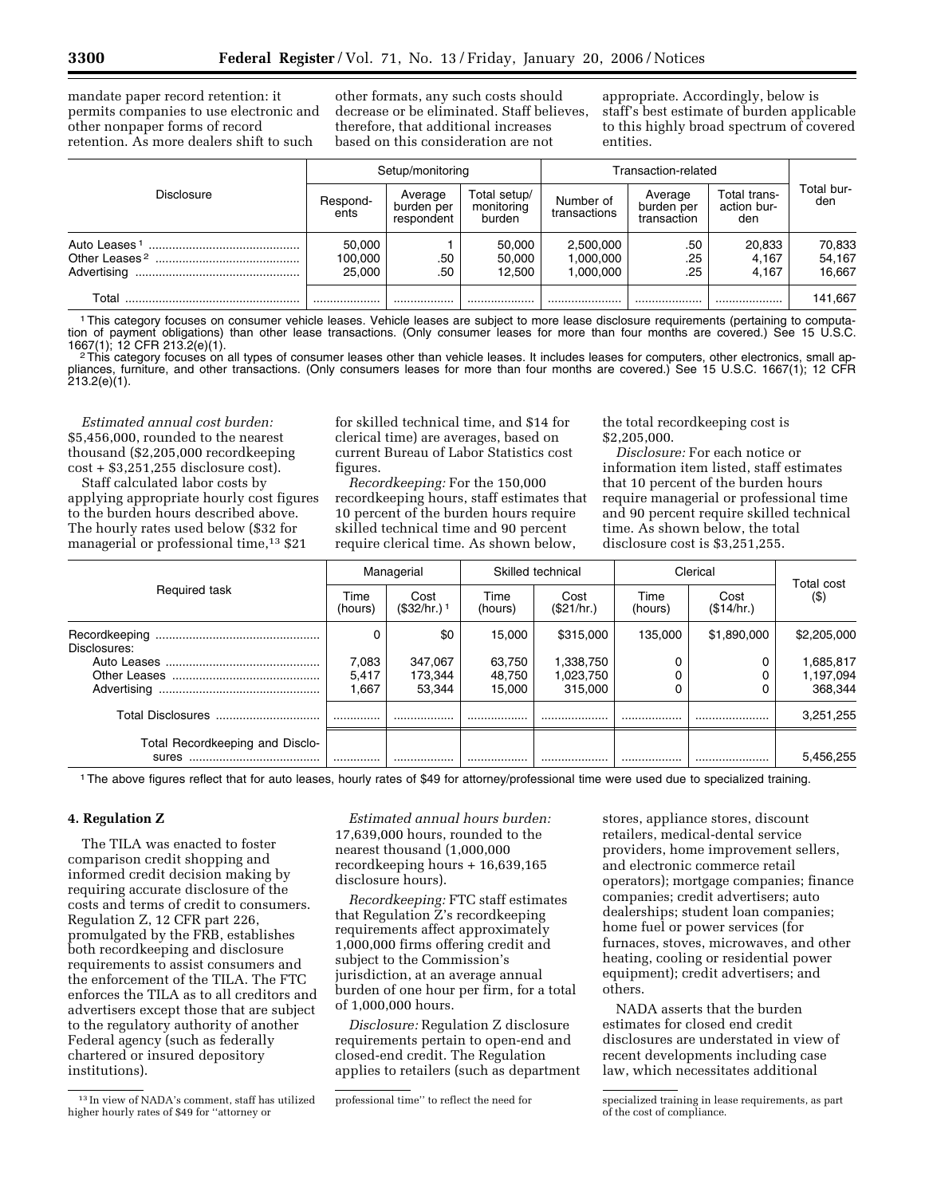mandate paper record retention: it permits companies to use electronic and other nonpaper forms of record retention. As more dealers shift to such other formats, any such costs should decrease or be eliminated. Staff believes, therefore, that additional increases based on this consideration are not appropriate. Accordingly, below is staff's best estimate of burden applicable to this highly broad spectrum of covered entities.

| Disclosure | Setup/monitoring | | | Transaction-related | | | Total burden |
|---|---|---|---|---|---|---|---|
| | Respondents | Average burden per respondent | Total setup/monitoring burden | Number of transactions | Average burden per transaction | Total transaction burden | |
| Auto Leases [1] | 50,000 | 1 | 50,000 | 2,500,000 | .50 | 20,833 | 70,833 |
| Other Leases [2] | 100,000 | .50 | 50,000 | 1,000,000 | .25 | 4,167 | 54,167 |
| Advertising | 25,000 | .50 | 12,500 | 1,000,000 | .25 | 4,167 | 16,667 |
| Total | | | | | | | 141,667 |

[1] This category focuses on consumer vehicle leases. Vehicle leases are subject to more lease disclosure requirements (pertaining to computation of payment obligations) than other lease transactions. (Only consumer leases for more than four months are covered.) See 15 U.S.C. 1667(1); 12 CFR 213.2(e)(1).

[2] This category focuses on all types of consumer leases other than vehicle leases. It includes leases for computers, other electronics, small appliances, furniture, and other transactions. (Only consumers leases for more than four months are covered.) See 15 U.S.C. 1667(1); 12 CFR 213.2(e)(1).

*Estimated annual cost burden:* $5,456,000, rounded to the nearest thousand ($2,205,000 recordkeeping cost + $3,251,255 disclosure cost).

Staff calculated labor costs by applying appropriate hourly cost figures to the burden hours described above. The hourly rates used below ($32 for managerial or professional time,[13] $21 for skilled technical time, and $14 for clerical time) are averages, based on current Bureau of Labor Statistics cost figures.

*Recordkeeping:* For the 150,000 recordkeeping hours, staff estimates that 10 percent of the burden hours require skilled technical time and 90 percent require clerical time. As shown below, the total recordkeeping cost is $2,205,000.

*Disclosure:* For each notice or information item listed, staff estimates that 10 percent of the burden hours require managerial or professional time and 90 percent require skilled technical time. As shown below, the total disclosure cost is $3,251,255.

| Required task | Managerial | | Skilled technical | | Clerical | | Total cost ($) |
|---|---|---|---|---|---|---|---|
| | Time (hours) | Cost ($32/hr.) [1] | Time (hours) | Cost ($21/hr.) | Time (hours) | Cost ($14/hr.) | |
| Recordkeeping | 0 | $0 | 15,000 | $315,000 | 135,000 | $1,890,000 | $2,205,000 |
| Disclosures: | | | | | | | |
| Auto Leases | 7,083 | 347,067 | 63,750 | 1,338,750 | 0 | 0 | 1,685,817 |
| Other Leases | 5,417 | 173,344 | 48,750 | 1,023,750 | 0 | 0 | 1,197,094 |
| Advertising | 1,667 | 53,344 | 15,000 | 315,000 | 0 | 0 | 368,344 |
| Total Disclosures | | | | | | | 3,251,255 |
| Total Recordkeeping and Disclosures | | | | | | | 5,456,255 |

[1] The above figures reflect that for auto leases, hourly rates of $49 for attorney/professional time were used due to specialized training.

### 4. Regulation Z

The TILA was enacted to foster comparison credit shopping and informed credit decision making by requiring accurate disclosure of the costs and terms of credit to consumers. Regulation Z, 12 CFR part 226, promulgated by the FRB, establishes both recordkeeping and disclosure requirements to assist consumers and the enforcement of the TILA. The FTC enforces the TILA as to all creditors and advertisers except those that are subject to the regulatory authority of another Federal agency (such as federally chartered or insured depository institutions).

*Estimated annual hours burden:* 17,639,000 hours, rounded to the nearest thousand (1,000,000 recordkeeping hours + 16,639,165 disclosure hours).

*Recordkeeping:* FTC staff estimates that Regulation Z's recordkeeping requirements affect approximately 1,000,000 firms offering credit and subject to the Commission's jurisdiction, at an average annual burden of one hour per firm, for a total of 1,000,000 hours.

*Disclosure:* Regulation Z disclosure requirements pertain to open-end and closed-end credit. The Regulation applies to retailers (such as department stores, appliance stores, discount retailers, medical-dental service providers, home improvement sellers, and electronic commerce retail operators); mortgage companies; finance companies; credit advertisers; auto dealerships; student loan companies; home fuel or power services (for furnaces, stoves, microwaves, and other heating, cooling or residential power equipment); credit advertisers; and others.

NADA asserts that the burden estimates for closed end credit disclosures are understated in view of recent developments including case law, which necessitates additional

[13] In view of NADA's comment, staff has utilized higher hourly rates of $49 for "attorney or professional time" to reflect the need for specialized training in lease requirements, as part of the cost of compliance.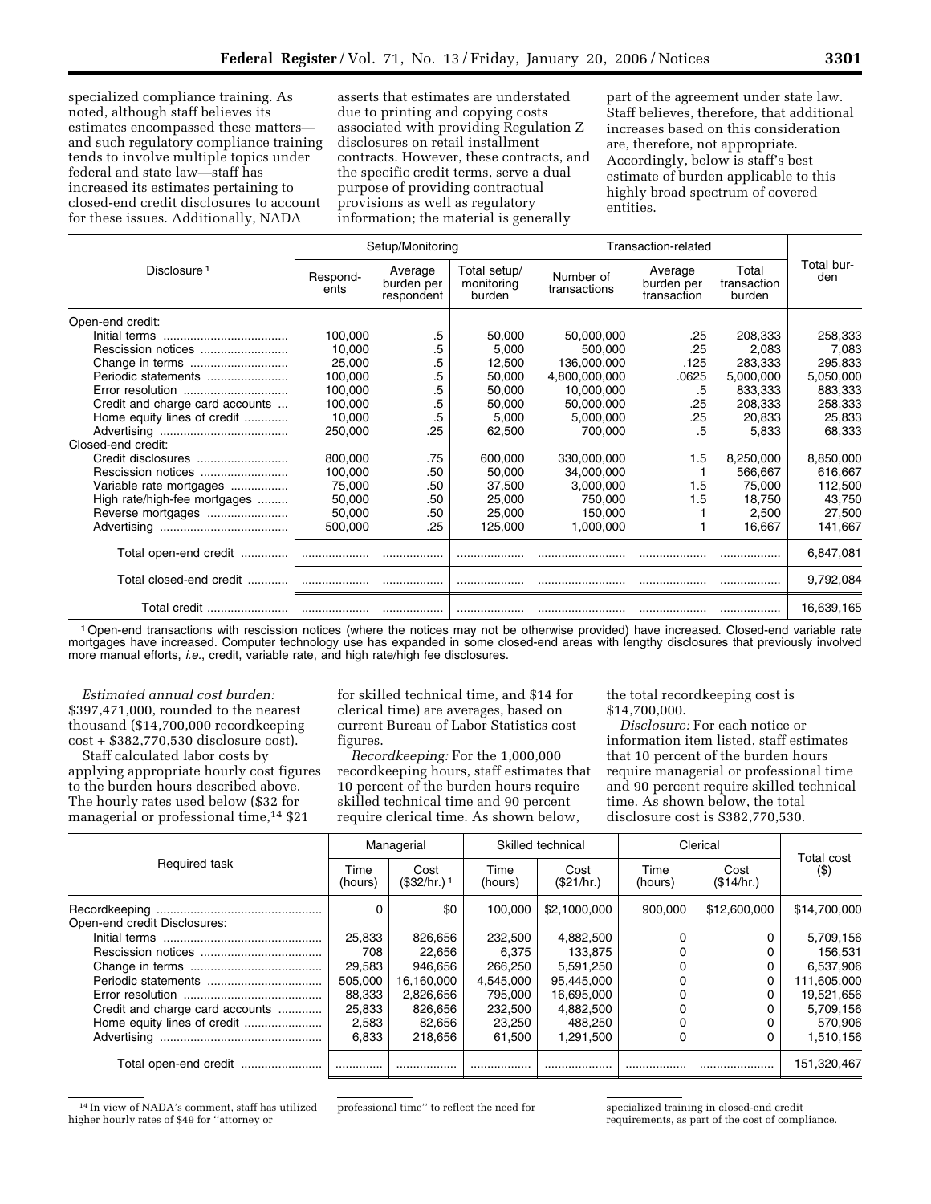specialized compliance training. As noted, although staff believes its estimates encompassed these matters—and such regulatory compliance training tends to involve multiple topics under federal and state law—staff has increased its estimates pertaining to closed-end credit disclosures to account for these issues. Additionally, NADA asserts that estimates are understated due to printing and copying costs associated with providing Regulation Z disclosures on retail installment contracts. However, these contracts, and the specific credit terms, serve a dual purpose of providing contractual provisions as well as regulatory information; the material is generally part of the agreement under state law. Staff believes, therefore, that additional increases based on this consideration are, therefore, not appropriate. Accordingly, below is staff's best estimate of burden applicable to this highly broad spectrum of covered entities.

| Disclosure [1] | Setup/Monitoring | | | Transaction-related | | | Total burden |
|---|---|---|---|---|---|---|---|
| | Respondents | Average burden per respondent | Total setup/monitoring burden | Number of transactions | Average burden per transaction | Total transaction burden | |
| Open-end credit: | | | | | | | |
| Initial terms | 100,000 | .5 | 50,000 | 50,000,000 | .25 | 208,333 | 258,333 |
| Rescission notices | 10,000 | .5 | 5,000 | 500,000 | .25 | 2,083 | 7,083 |
| Change in terms | 25,000 | .5 | 12,500 | 136,000,000 | .125 | 283,333 | 295,833 |
| Periodic statements | 100,000 | .5 | 50,000 | 4,800,000,000 | .0625 | 5,000,000 | 5,050,000 |
| Error resolution | 100,000 | .5 | 50,000 | 10,000,000 | .5 | 833,333 | 883,333 |
| Credit and charge card accounts | 100,000 | .5 | 50,000 | 50,000,000 | .25 | 208,333 | 258,333 |
| Home equity lines of credit | 10,000 | .5 | 5,000 | 5,000,000 | .25 | 20,833 | 25,833 |
| Advertising | 250,000 | .25 | 62,500 | 700,000 | .5 | 5,833 | 68,333 |
| Closed-end credit: | | | | | | | |
| Credit disclosures | 800,000 | .75 | 600,000 | 330,000,000 | 1.5 | 8,250,000 | 8,850,000 |
| Rescission notices | 100,000 | .50 | 50,000 | 34,000,000 | 1 | 566,667 | 616,667 |
| Variable rate mortgages | 75,000 | .50 | 37,500 | 3,000,000 | 1.5 | 75,000 | 112,500 |
| High rate/high-fee mortgages | 50,000 | .50 | 25,000 | 750,000 | 1.5 | 18,750 | 43,750 |
| Reverse mortgages | 50,000 | .50 | 25,000 | 150,000 | 1 | 2,500 | 27,500 |
| Advertising | 500,000 | .25 | 125,000 | 1,000,000 | 1 | 16,667 | 141,667 |
| Total open-end credit | | | | | | | 6,847,081 |
| Total closed-end credit | | | | | | | 9,792,084 |
| Total credit | | | | | | | 16,639,165 |

[1] Open-end transactions with rescission notices (where the notices may not be otherwise provided) have increased. Closed-end variable rate mortgages have increased. Computer technology use has expanded in some closed-end areas with lengthy disclosures that previously involved more manual efforts, *i.e.*, credit, variable rate, and high rate/high fee disclosures.

*Estimated annual cost burden:* $397,471,000, rounded to the nearest thousand ($14,700,000 recordkeeping cost + $382,770,530 disclosure cost).

Staff calculated labor costs by applying appropriate hourly cost figures to the burden hours described above. The hourly rates used below ($32 for managerial or professional time,[14] $21 for skilled technical time, and $14 for clerical time) are averages, based on current Bureau of Labor Statistics cost figures.

*Recordkeeping:* For the 1,000,000 recordkeeping hours, staff estimates that 10 percent of the burden hours require skilled technical time and 90 percent require clerical time. As shown below, the total recordkeeping cost is $14,700,000.

*Disclosure:* For each notice or information item listed, staff estimates that 10 percent of the burden hours require managerial or professional time and 90 percent require skilled technical time. As shown below, the total disclosure cost is $382,770,530.

| Required task | Managerial | | Skilled technical | | Clerical | | Total cost ($) |
|---|---|---|---|---|---|---|---|
| | Time (hours) | Cost ($32/hr.) [1] | Time (hours) | Cost ($21/hr.) | Time (hours) | Cost ($14/hr.) | |
| Recordkeeping | 0 | $0 | 100,000 | $2,1000,000 | 900,000 | $12,600,000 | $14,700,000 |
| Open-end credit Disclosures: | | | | | | | |
| Initial terms | 25,833 | 826,656 | 232,500 | 4,882,500 | 0 | 0 | 5,709,156 |
| Rescission notices | 708 | 22,656 | 6,375 | 133,875 | 0 | 0 | 156,531 |
| Change in terms | 29,583 | 946,656 | 266,250 | 5,591,250 | 0 | 0 | 6,537,906 |
| Periodic statements | 505,000 | 16,160,000 | 4,545,000 | 95,445,000 | 0 | 0 | 111,605,000 |
| Error resolution | 88,333 | 2,826,656 | 795,000 | 16,695,000 | 0 | 0 | 19,521,656 |
| Credit and charge card accounts | 25,833 | 826,656 | 232,500 | 4,882,500 | 0 | 0 | 5,709,156 |
| Home equity lines of credit | 2,583 | 82,656 | 23,250 | 488,250 | 0 | 0 | 570,906 |
| Advertising | 6,833 | 218,656 | 61,500 | 1,291,500 | 0 | 0 | 1,510,156 |
| Total open-end credit | | | | | | | 151,320,467 |

[14] In view of NADA's comment, staff has utilized higher hourly rates of $49 for "attorney or professional time" to reflect the need for specialized training in closed-end credit requirements, as part of the cost of compliance.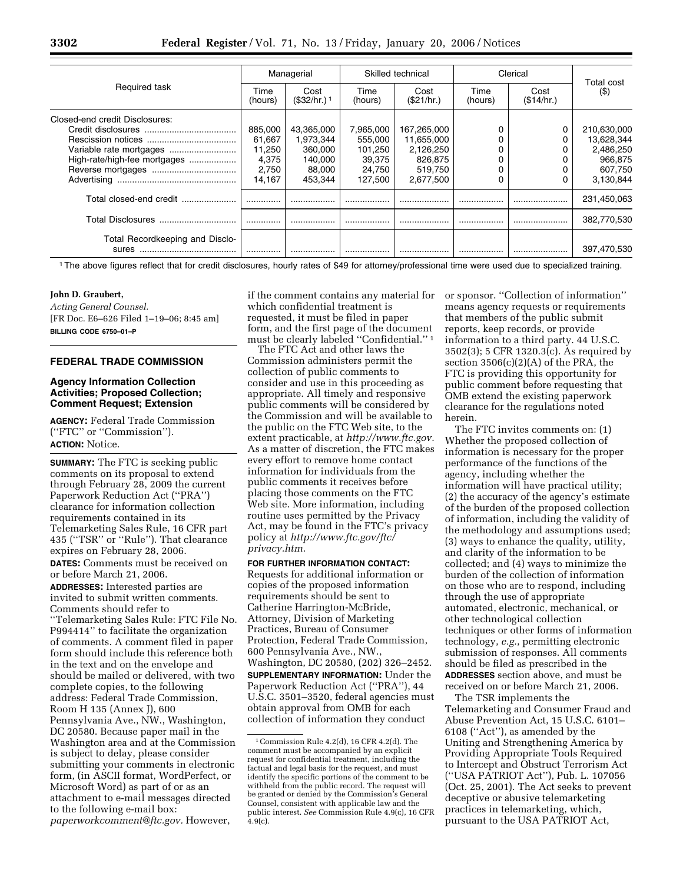| Required task | Managerial | | Skilled technical | | Clerical | | Total cost ($) |
|---|---|---|---|---|---|---|---|
| | Time (hours) | Cost ($32/hr.) [1] | Time (hours) | Cost ($21/hr.) | Time (hours) | Cost ($14/hr.) | |
| Closed-end credit Disclosures: | | | | | | | |
| Credit disclosures | 885,000 | 43,365,000 | 7,965,000 | 167,265,000 | 0 | 0 | 210,630,000 |
| Rescission notices | 61,667 | 1,973,344 | 555,000 | 11,655,000 | 0 | 0 | 13,628,344 |
| Variable rate mortgages | 11,250 | 360,000 | 101,250 | 2,126,250 | 0 | 0 | 2,486,250 |
| High-rate/high-fee mortgages | 4,375 | 140,000 | 39,375 | 826,875 | 0 | 0 | 966,875 |
| Reverse mortgages | 2,750 | 88,000 | 24,750 | 519,750 | 0 | 0 | 607,750 |
| Advertising | 14,167 | 453,344 | 127,500 | 2,677,500 | 0 | 0 | 3,130,844 |
| Total closed-end credit | | | | | | | 231,450,063 |
| Total Disclosures | | | | | | | 382,770,530 |
| Total Recordkeeping and Disclosures | | | | | | | 397,470,530 |

[1] The above figures reflect that for credit disclosures, hourly rates of $49 for attorney/professional time were used due to specialized training.

**John D. Graubert,**
*Acting General Counsel.*
[FR Doc. E6–626 Filed 1–19–06; 8:45 am]
**BILLING CODE 6750–01–P**

## FEDERAL TRADE COMMISSION

### Agency Information Collection Activities; Proposed Collection; Comment Request; Extension

**AGENCY:** Federal Trade Commission (''FTC'' or ''Commission'').

**ACTION:** Notice.

**SUMMARY:** The FTC is seeking public comments on its proposal to extend through February 28, 2009 the current Paperwork Reduction Act (''PRA'') clearance for information collection requirements contained in its Telemarketing Sales Rule, 16 CFR part 435 (''TSR'' or ''Rule''). That clearance expires on February 28, 2006.

**DATES:** Comments must be received on or before March 21, 2006.

**ADDRESSES:** Interested parties are invited to submit written comments. Comments should refer to ''Telemarketing Sales Rule: FTC File No. P994414'' to facilitate the organization of comments. A comment filed in paper form should include this reference both in the text and on the envelope and should be mailed or delivered, with two complete copies, to the following address: Federal Trade Commission, Room H 135 (Annex J), 600 Pennsylvania Ave., NW., Washington, DC 20580. Because paper mail in the Washington area and at the Commission is subject to delay, please consider submitting your comments in electronic form, (in ASCII format, WordPerfect, or Microsoft Word) as part of or as an attachment to e-mail messages directed to the following e-mail box: *paperworkcomment@ftc.gov.* However, if the comment contains any material for which confidential treatment is requested, it must be filed in paper form, and the first page of the document must be clearly labeled ''Confidential.'' [1]

The FTC Act and other laws the Commission administers permit the collection of public comments to consider and use in this proceeding as appropriate. All timely and responsive public comments will be considered by the Commission and will be available to the public on the FTC Web site, to the extent practicable, at *http://www.ftc.gov.* As a matter of discretion, the FTC makes every effort to remove home contact information for individuals from the public comments it receives before placing those comments on the FTC Web site. More information, including routine uses permitted by the Privacy Act, may be found in the FTC's privacy policy at *http://www.ftc.gov/ftc/privacy.htm.*

**FOR FURTHER INFORMATION CONTACT:** Requests for additional information or copies of the proposed information requirements should be sent to Catherine Harrington-McBride, Attorney, Division of Marketing Practices, Bureau of Consumer Protection, Federal Trade Commission, 600 Pennsylvania Ave., NW., Washington, DC 20580, (202) 326–2452.

**SUPPLEMENTARY INFORMATION:** Under the Paperwork Reduction Act (''PRA''), 44 U.S.C. 3501–3520, federal agencies must obtain approval from OMB for each collection of information they conduct or sponsor. ''Collection of information'' means agency requests or requirements that members of the public submit reports, keep records, or provide information to a third party. 44 U.S.C. 3502(3); 5 CFR 1320.3(c). As required by section 3506(c)(2)(A) of the PRA, the FTC is providing this opportunity for public comment before requesting that OMB extend the existing paperwork clearance for the regulations noted herein.

The FTC invites comments on: (1) Whether the proposed collection of information is necessary for the proper performance of the functions of the agency, including whether the information will have practical utility; (2) the accuracy of the agency's estimate of the burden of the proposed collection of information, including the validity of the methodology and assumptions used; (3) ways to enhance the quality, utility, and clarity of the information to be collected; and (4) ways to minimize the burden of the collection of information on those who are to respond, including through the use of appropriate automated, electronic, mechanical, or other technological collection techniques or other forms of information technology, *e.g.*, permitting electronic submission of responses. All comments should be filed as prescribed in the **ADDRESSES** section above, and must be received on or before March 21, 2006.

The TSR implements the Telemarketing and Consumer Fraud and Abuse Prevention Act, 15 U.S.C. 6101–6108 (''Act''), as amended by the Uniting and Strengthening America by Providing Appropriate Tools Required to Intercept and Obstruct Terrorism Act (''USA PATRIOT Act''), Pub. L. 107056 (Oct. 25, 2001). The Act seeks to prevent deceptive or abusive telemarketing practices in telemarketing, which, pursuant to the USA PATRIOT Act,

[1] Commission Rule 4.2(d), 16 CFR 4.2(d). The comment must be accompanied by an explicit request for confidential treatment, including the factual and legal basis for the request, and must identify the specific portions of the comment to be withheld from the public record. The request will be granted or denied by the Commission's General Counsel, consistent with applicable law and the public interest. *See* Commission Rule 4.9(c), 16 CFR 4.9(c).